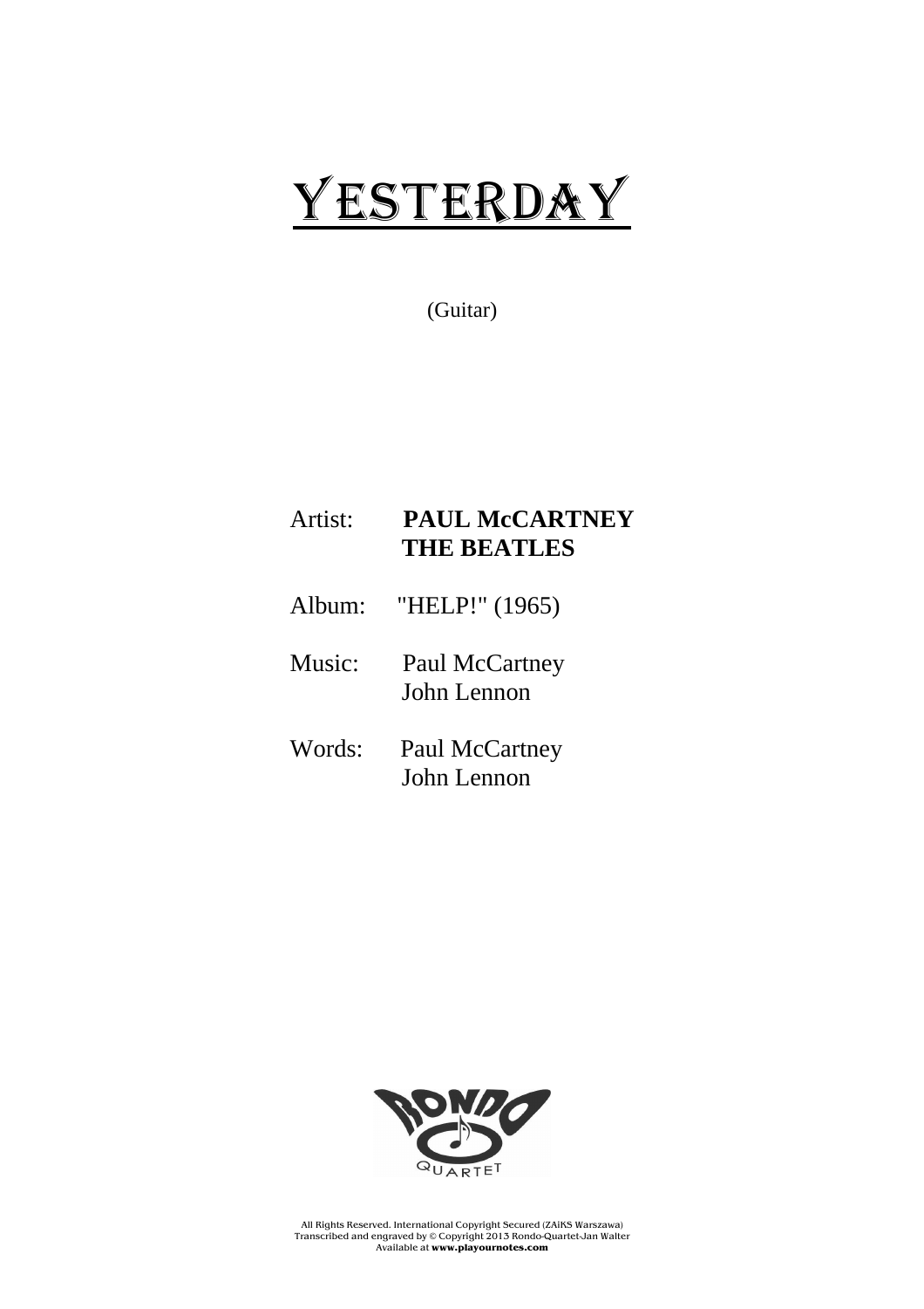# YESTERDAY

(Guitar)

Artist: **PAUL McCARTNEY**
**THE BEATLES**

Album: "HELP!" (1965)

Music: Paul McCartney
John Lennon

Words: Paul McCartney
John Lennon

RONDO QUARTET

All Rights Reserved. International Copyright Secured (ZAiKS Warszawa)
Transcribed and engraved by © Copyright 2013 Rondo-Quartet-Jan Walter
Available at **www.playournotes.com**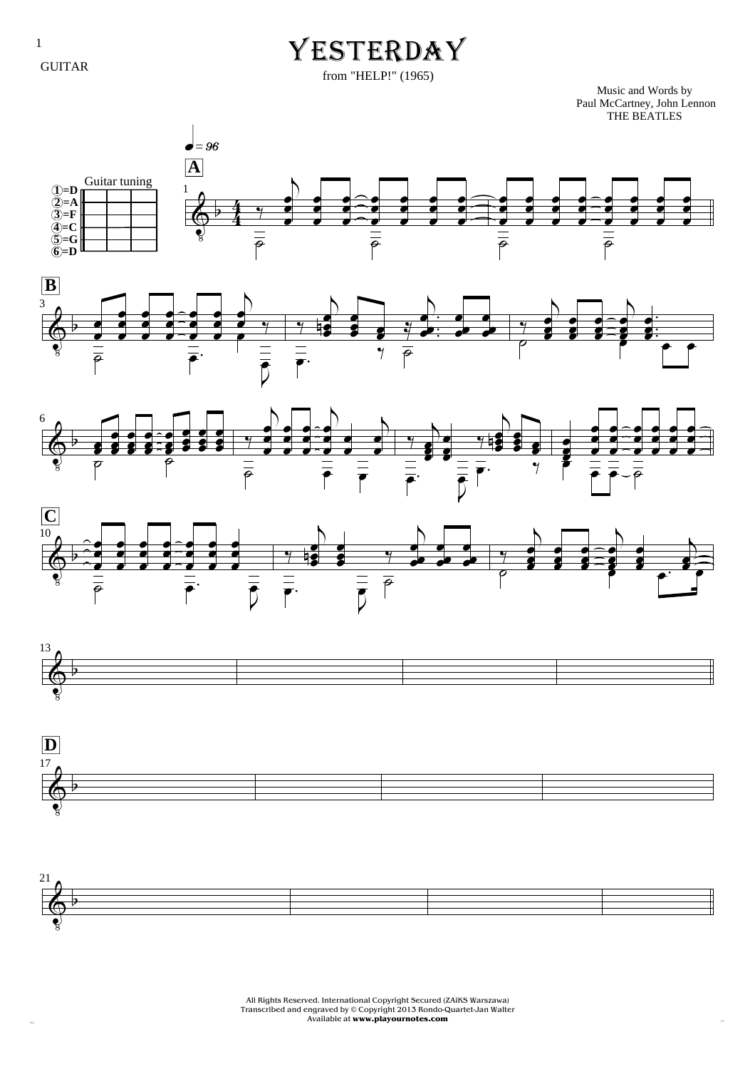# YESTERDAY

from "HELP!" (1965)

GUITAR

Music and Words by
Paul McCartney, John Lennon
THE BEATLES

Guitar tuning
①=D
②=A
③=F
④=C
⑤=G
⑥=D

♩= 96

All Rights Reserved. International Copyright Secured (ZAiKS Warszawa)
Transcribed and engraved by © Copyright 2013 Rondo-Quartet-Jan Walter
Available at **www.playournotes.com**